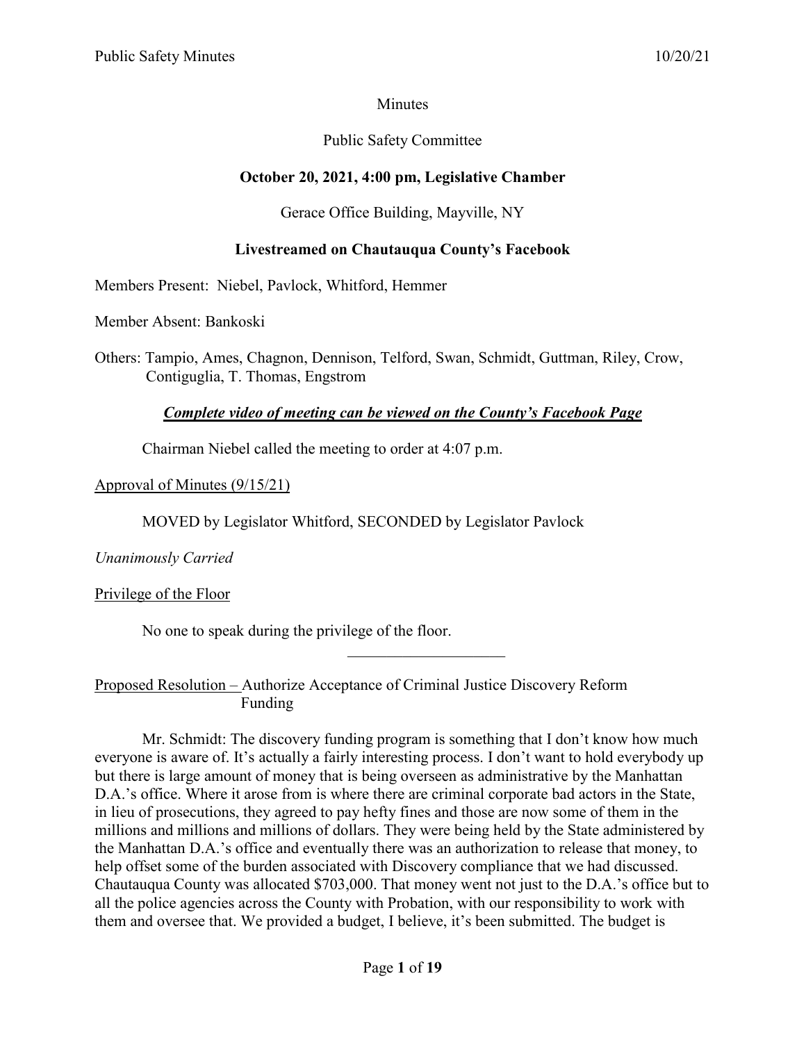Minutes

Public Safety Committee

**October 20, 2021, 4:00 pm, Legislative Chamber**

Gerace Office Building, Mayville, NY

**Livestreamed on Chautauqua County's Facebook**

Members Present: Niebel, Pavlock, Whitford, Hemmer

Member Absent: Bankoski

Others: Tampio, Ames, Chagnon, Dennison, Telford, Swan, Schmidt, Guttman, Riley, Crow, Contiguglia, T. Thomas, Engstrom

***Complete video of meeting can be viewed on the County's Facebook Page***

Chairman Niebel called the meeting to order at 4:07 p.m.

Approval of Minutes (9/15/21)

MOVED by Legislator Whitford, SECONDED by Legislator Pavlock

*Unanimously Carried*

Privilege of the Floor

No one to speak during the privilege of the floor.

---

Proposed Resolution – Authorize Acceptance of Criminal Justice Discovery Reform Funding

Mr. Schmidt: The discovery funding program is something that I don't know how much everyone is aware of. It's actually a fairly interesting process. I don't want to hold everybody up but there is large amount of money that is being overseen as administrative by the Manhattan D.A.'s office. Where it arose from is where there are criminal corporate bad actors in the State, in lieu of prosecutions, they agreed to pay hefty fines and those are now some of them in the millions and millions and millions of dollars. They were being held by the State administered by the Manhattan D.A.'s office and eventually there was an authorization to release that money, to help offset some of the burden associated with Discovery compliance that we had discussed. Chautauqua County was allocated $703,000. That money went not just to the D.A.'s office but to all the police agencies across the County with Probation, with our responsibility to work with them and oversee that. We provided a budget, I believe, it's been submitted. The budget is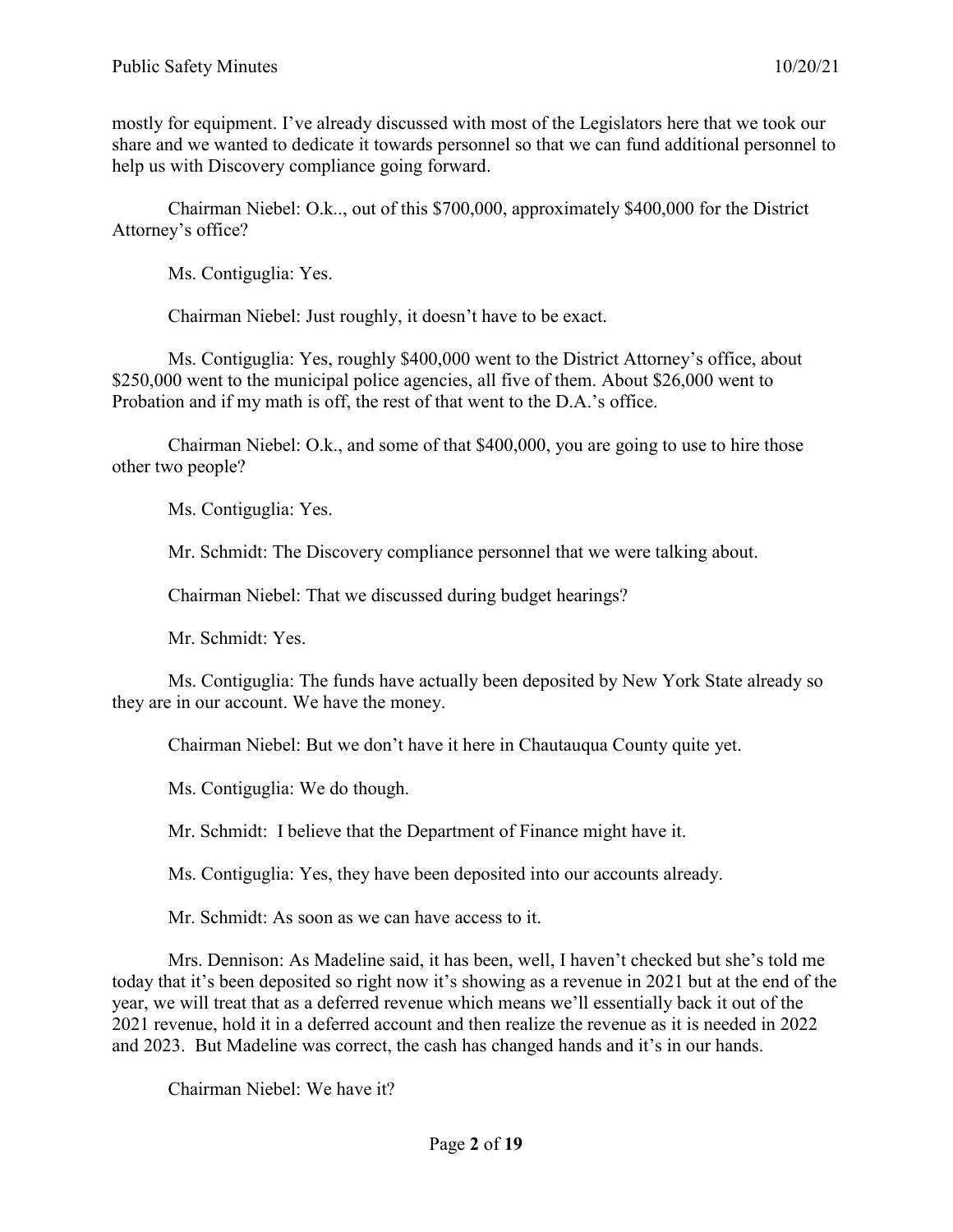mostly for equipment. I've already discussed with most of the Legislators here that we took our share and we wanted to dedicate it towards personnel so that we can fund additional personnel to help us with Discovery compliance going forward.

Chairman Niebel: O.k.., out of this $700,000, approximately $400,000 for the District Attorney's office?

Ms. Contiguglia: Yes.

Chairman Niebel: Just roughly, it doesn't have to be exact.

Ms. Contiguglia: Yes, roughly $400,000 went to the District Attorney's office, about $250,000 went to the municipal police agencies, all five of them. About $26,000 went to Probation and if my math is off, the rest of that went to the D.A.'s office.

Chairman Niebel: O.k., and some of that $400,000, you are going to use to hire those other two people?

Ms. Contiguglia: Yes.

Mr. Schmidt: The Discovery compliance personnel that we were talking about.

Chairman Niebel: That we discussed during budget hearings?

Mr. Schmidt: Yes.

Ms. Contiguglia: The funds have actually been deposited by New York State already so they are in our account. We have the money.

Chairman Niebel: But we don't have it here in Chautauqua County quite yet.

Ms. Contiguglia: We do though.

Mr. Schmidt: I believe that the Department of Finance might have it.

Ms. Contiguglia: Yes, they have been deposited into our accounts already.

Mr. Schmidt: As soon as we can have access to it.

Mrs. Dennison: As Madeline said, it has been, well, I haven't checked but she's told me today that it's been deposited so right now it's showing as a revenue in 2021 but at the end of the year, we will treat that as a deferred revenue which means we'll essentially back it out of the 2021 revenue, hold it in a deferred account and then realize the revenue as it is needed in 2022 and 2023. But Madeline was correct, the cash has changed hands and it's in our hands.

Chairman Niebel: We have it?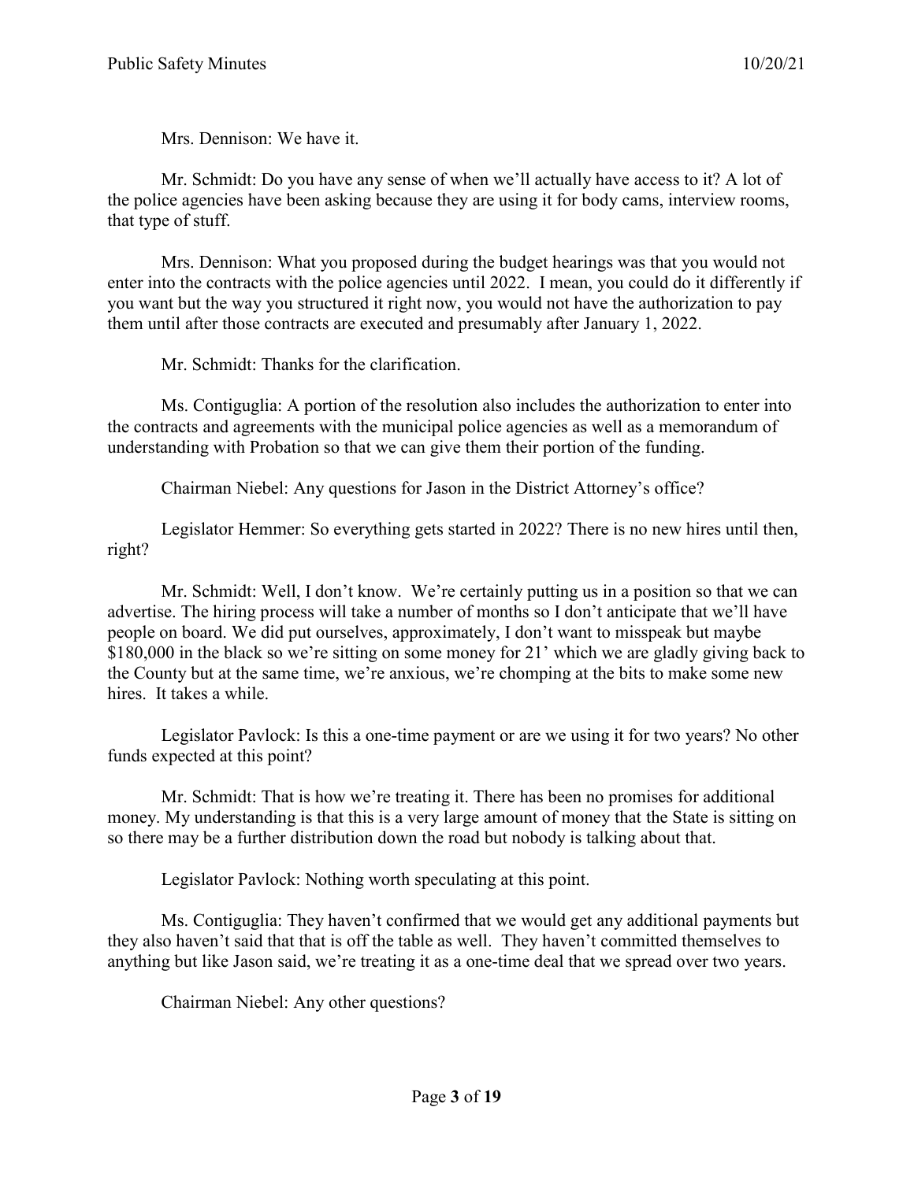Mrs. Dennison: We have it.

Mr. Schmidt: Do you have any sense of when we'll actually have access to it? A lot of the police agencies have been asking because they are using it for body cams, interview rooms, that type of stuff.

Mrs. Dennison: What you proposed during the budget hearings was that you would not enter into the contracts with the police agencies until 2022. I mean, you could do it differently if you want but the way you structured it right now, you would not have the authorization to pay them until after those contracts are executed and presumably after January 1, 2022.

Mr. Schmidt: Thanks for the clarification.

Ms. Contiguglia: A portion of the resolution also includes the authorization to enter into the contracts and agreements with the municipal police agencies as well as a memorandum of understanding with Probation so that we can give them their portion of the funding.

Chairman Niebel: Any questions for Jason in the District Attorney's office?

Legislator Hemmer: So everything gets started in 2022? There is no new hires until then, right?

Mr. Schmidt: Well, I don't know. We're certainly putting us in a position so that we can advertise. The hiring process will take a number of months so I don't anticipate that we'll have people on board. We did put ourselves, approximately, I don't want to misspeak but maybe $180,000 in the black so we're sitting on some money for 21' which we are gladly giving back to the County but at the same time, we're anxious, we're chomping at the bits to make some new hires. It takes a while.

Legislator Pavlock: Is this a one-time payment or are we using it for two years? No other funds expected at this point?

Mr. Schmidt: That is how we're treating it. There has been no promises for additional money. My understanding is that this is a very large amount of money that the State is sitting on so there may be a further distribution down the road but nobody is talking about that.

Legislator Pavlock: Nothing worth speculating at this point.

Ms. Contiguglia: They haven't confirmed that we would get any additional payments but they also haven't said that that is off the table as well. They haven't committed themselves to anything but like Jason said, we're treating it as a one-time deal that we spread over two years.

Chairman Niebel: Any other questions?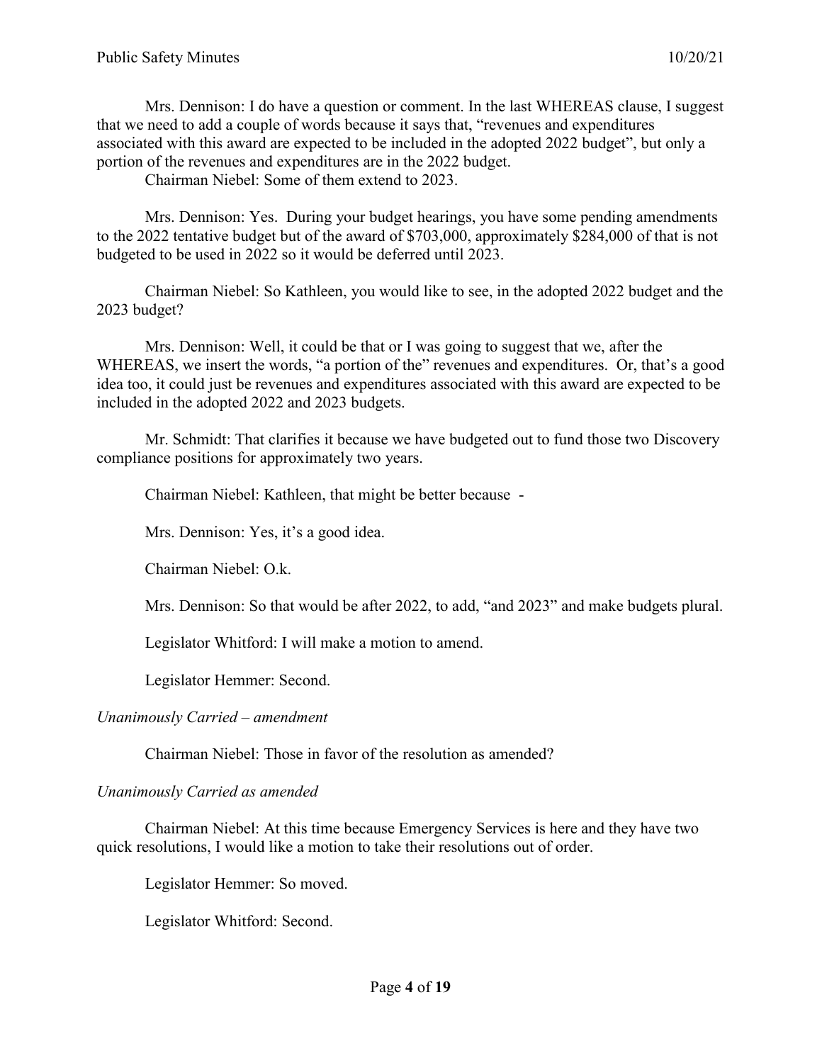Mrs. Dennison: I do have a question or comment. In the last WHEREAS clause, I suggest that we need to add a couple of words because it says that, "revenues and expenditures associated with this award are expected to be included in the adopted 2022 budget", but only a portion of the revenues and expenditures are in the 2022 budget.

Chairman Niebel: Some of them extend to 2023.

Mrs. Dennison: Yes. During your budget hearings, you have some pending amendments to the 2022 tentative budget but of the award of $703,000, approximately $284,000 of that is not budgeted to be used in 2022 so it would be deferred until 2023.

Chairman Niebel: So Kathleen, you would like to see, in the adopted 2022 budget and the 2023 budget?

Mrs. Dennison: Well, it could be that or I was going to suggest that we, after the WHEREAS, we insert the words, "a portion of the" revenues and expenditures. Or, that's a good idea too, it could just be revenues and expenditures associated with this award are expected to be included in the adopted 2022 and 2023 budgets.

Mr. Schmidt: That clarifies it because we have budgeted out to fund those two Discovery compliance positions for approximately two years.

Chairman Niebel: Kathleen, that might be better because -

Mrs. Dennison: Yes, it's a good idea.

Chairman Niebel: O.k.

Mrs. Dennison: So that would be after 2022, to add, "and 2023" and make budgets plural.

Legislator Whitford: I will make a motion to amend.

Legislator Hemmer: Second.

*Unanimously Carried – amendment*

Chairman Niebel: Those in favor of the resolution as amended?

*Unanimously Carried as amended*

Chairman Niebel: At this time because Emergency Services is here and they have two quick resolutions, I would like a motion to take their resolutions out of order.

Legislator Hemmer: So moved.

Legislator Whitford: Second.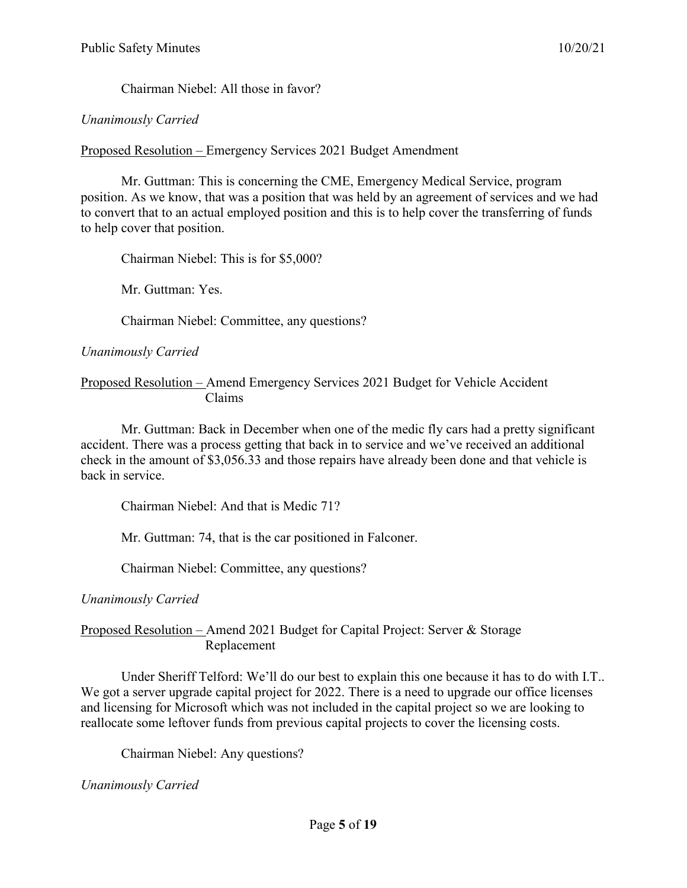Chairman Niebel: All those in favor?

*Unanimously Carried*

Proposed Resolution – Emergency Services 2021 Budget Amendment

Mr. Guttman: This is concerning the CME, Emergency Medical Service, program position. As we know, that was a position that was held by an agreement of services and we had to convert that to an actual employed position and this is to help cover the transferring of funds to help cover that position.

Chairman Niebel: This is for $5,000?

Mr. Guttman: Yes.

Chairman Niebel: Committee, any questions?

*Unanimously Carried*

Proposed Resolution – Amend Emergency Services 2021 Budget for Vehicle Accident Claims

Mr. Guttman: Back in December when one of the medic fly cars had a pretty significant accident. There was a process getting that back in to service and we've received an additional check in the amount of $3,056.33 and those repairs have already been done and that vehicle is back in service.

Chairman Niebel: And that is Medic 71?

Mr. Guttman: 74, that is the car positioned in Falconer.

Chairman Niebel: Committee, any questions?

*Unanimously Carried*

Proposed Resolution – Amend 2021 Budget for Capital Project: Server & Storage Replacement

Under Sheriff Telford: We'll do our best to explain this one because it has to do with I.T.. We got a server upgrade capital project for 2022. There is a need to upgrade our office licenses and licensing for Microsoft which was not included in the capital project so we are looking to reallocate some leftover funds from previous capital projects to cover the licensing costs.

Chairman Niebel: Any questions?

*Unanimously Carried*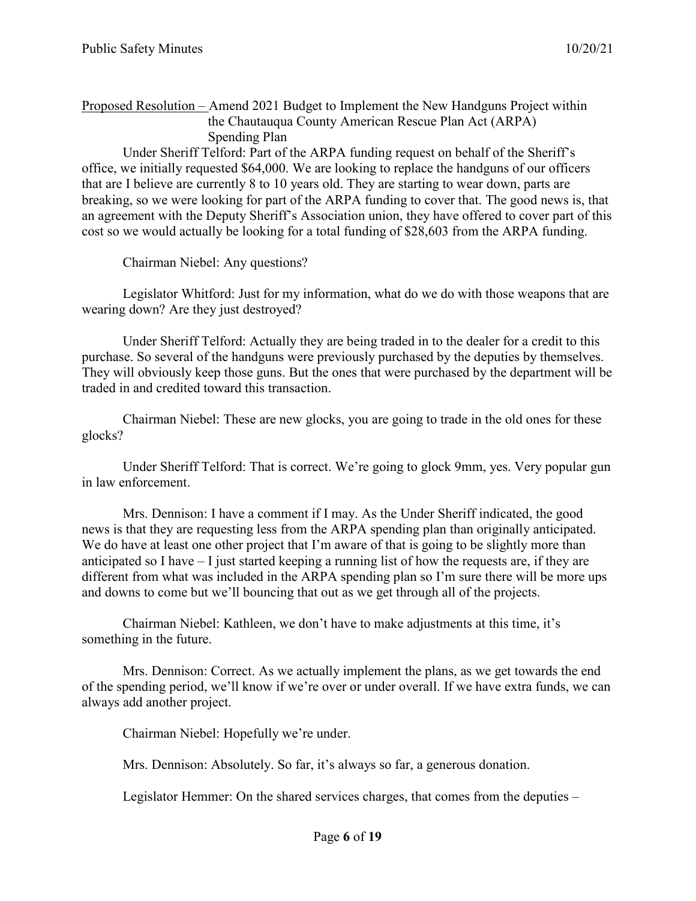Proposed Resolution – Amend 2021 Budget to Implement the New Handguns Project within the Chautauqua County American Rescue Plan Act (ARPA) Spending Plan

Under Sheriff Telford: Part of the ARPA funding request on behalf of the Sheriff's office, we initially requested $64,000. We are looking to replace the handguns of our officers that are I believe are currently 8 to 10 years old. They are starting to wear down, parts are breaking, so we were looking for part of the ARPA funding to cover that. The good news is, that an agreement with the Deputy Sheriff's Association union, they have offered to cover part of this cost so we would actually be looking for a total funding of $28,603 from the ARPA funding.

Chairman Niebel: Any questions?

Legislator Whitford: Just for my information, what do we do with those weapons that are wearing down? Are they just destroyed?

Under Sheriff Telford: Actually they are being traded in to the dealer for a credit to this purchase. So several of the handguns were previously purchased by the deputies by themselves. They will obviously keep those guns. But the ones that were purchased by the department will be traded in and credited toward this transaction.

Chairman Niebel: These are new glocks, you are going to trade in the old ones for these glocks?

Under Sheriff Telford: That is correct. We're going to glock 9mm, yes. Very popular gun in law enforcement.

Mrs. Dennison: I have a comment if I may. As the Under Sheriff indicated, the good news is that they are requesting less from the ARPA spending plan than originally anticipated. We do have at least one other project that I'm aware of that is going to be slightly more than anticipated so I have – I just started keeping a running list of how the requests are, if they are different from what was included in the ARPA spending plan so I'm sure there will be more ups and downs to come but we'll bouncing that out as we get through all of the projects.

Chairman Niebel: Kathleen, we don't have to make adjustments at this time, it's something in the future.

Mrs. Dennison: Correct. As we actually implement the plans, as we get towards the end of the spending period, we'll know if we're over or under overall. If we have extra funds, we can always add another project.

Chairman Niebel: Hopefully we're under.

Mrs. Dennison: Absolutely. So far, it's always so far, a generous donation.

Legislator Hemmer: On the shared services charges, that comes from the deputies –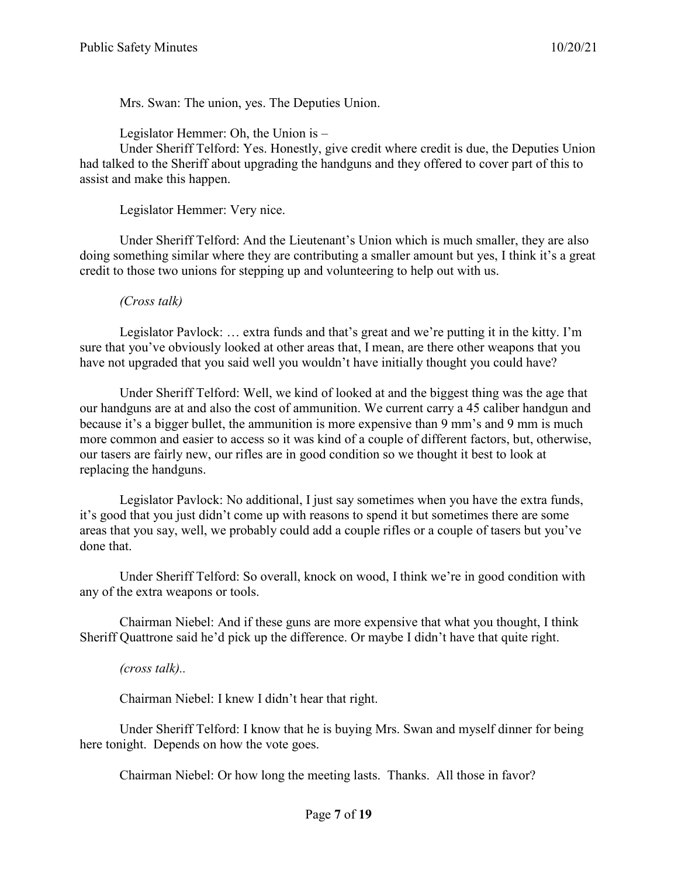Mrs. Swan: The union, yes. The Deputies Union.

Legislator Hemmer: Oh, the Union is –

Under Sheriff Telford: Yes. Honestly, give credit where credit is due, the Deputies Union had talked to the Sheriff about upgrading the handguns and they offered to cover part of this to assist and make this happen.

Legislator Hemmer: Very nice.

Under Sheriff Telford: And the Lieutenant's Union which is much smaller, they are also doing something similar where they are contributing a smaller amount but yes, I think it's a great credit to those two unions for stepping up and volunteering to help out with us.

*(Cross talk)*

Legislator Pavlock: … extra funds and that's great and we're putting it in the kitty. I'm sure that you've obviously looked at other areas that, I mean, are there other weapons that you have not upgraded that you said well you wouldn't have initially thought you could have?

Under Sheriff Telford: Well, we kind of looked at and the biggest thing was the age that our handguns are at and also the cost of ammunition. We current carry a 45 caliber handgun and because it's a bigger bullet, the ammunition is more expensive than 9 mm's and 9 mm is much more common and easier to access so it was kind of a couple of different factors, but, otherwise, our tasers are fairly new, our rifles are in good condition so we thought it best to look at replacing the handguns.

Legislator Pavlock: No additional, I just say sometimes when you have the extra funds, it's good that you just didn't come up with reasons to spend it but sometimes there are some areas that you say, well, we probably could add a couple rifles or a couple of tasers but you've done that.

Under Sheriff Telford: So overall, knock on wood, I think we're in good condition with any of the extra weapons or tools.

Chairman Niebel: And if these guns are more expensive that what you thought, I think Sheriff Quattrone said he'd pick up the difference. Or maybe I didn't have that quite right.

*(cross talk)..*

Chairman Niebel: I knew I didn't hear that right.

Under Sheriff Telford: I know that he is buying Mrs. Swan and myself dinner for being here tonight. Depends on how the vote goes.

Chairman Niebel: Or how long the meeting lasts. Thanks. All those in favor?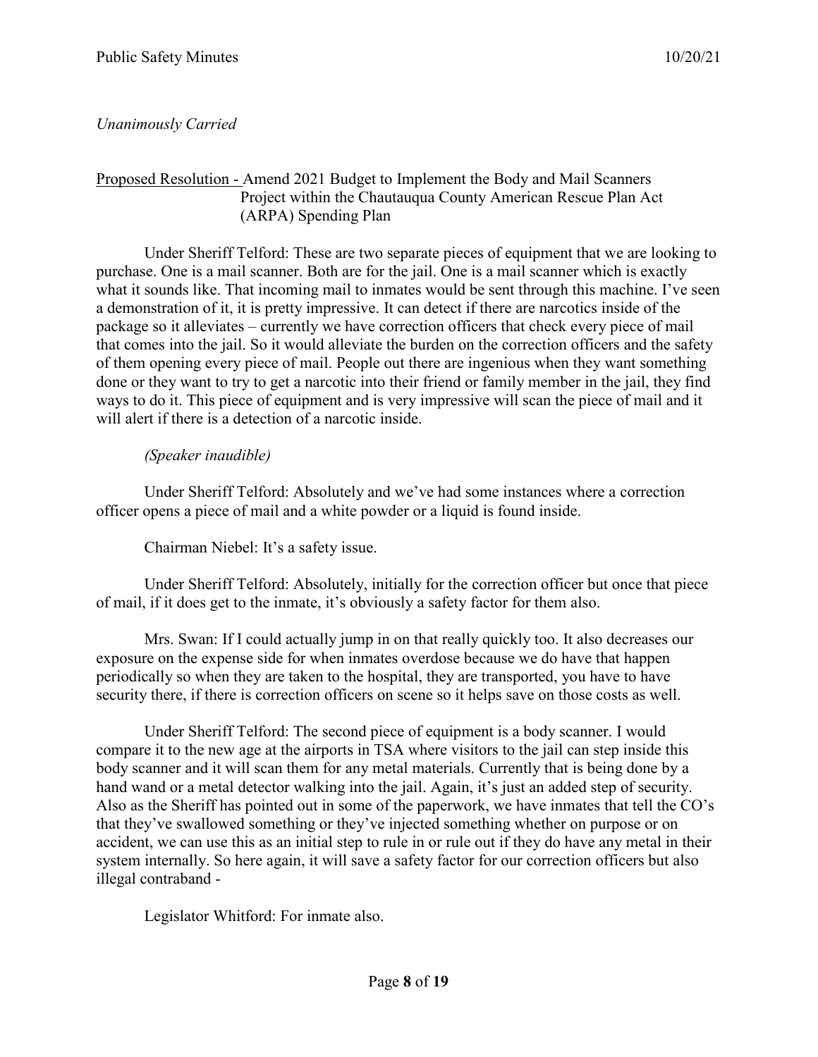*Unanimously Carried*

Proposed Resolution - Amend 2021 Budget to Implement the Body and Mail Scanners Project within the Chautauqua County American Rescue Plan Act (ARPA) Spending Plan

Under Sheriff Telford: These are two separate pieces of equipment that we are looking to purchase. One is a mail scanner. Both are for the jail. One is a mail scanner which is exactly what it sounds like. That incoming mail to inmates would be sent through this machine. I've seen a demonstration of it, it is pretty impressive. It can detect if there are narcotics inside of the package so it alleviates – currently we have correction officers that check every piece of mail that comes into the jail. So it would alleviate the burden on the correction officers and the safety of them opening every piece of mail. People out there are ingenious when they want something done or they want to try to get a narcotic into their friend or family member in the jail, they find ways to do it. This piece of equipment and is very impressive will scan the piece of mail and it will alert if there is a detection of a narcotic inside.

*(Speaker inaudible)*

Under Sheriff Telford: Absolutely and we've had some instances where a correction officer opens a piece of mail and a white powder or a liquid is found inside.

Chairman Niebel: It's a safety issue.

Under Sheriff Telford: Absolutely, initially for the correction officer but once that piece of mail, if it does get to the inmate, it's obviously a safety factor for them also.

Mrs. Swan: If I could actually jump in on that really quickly too. It also decreases our exposure on the expense side for when inmates overdose because we do have that happen periodically so when they are taken to the hospital, they are transported, you have to have security there, if there is correction officers on scene so it helps save on those costs as well.

Under Sheriff Telford: The second piece of equipment is a body scanner. I would compare it to the new age at the airports in TSA where visitors to the jail can step inside this body scanner and it will scan them for any metal materials. Currently that is being done by a hand wand or a metal detector walking into the jail. Again, it's just an added step of security. Also as the Sheriff has pointed out in some of the paperwork, we have inmates that tell the CO's that they've swallowed something or they've injected something whether on purpose or on accident, we can use this as an initial step to rule in or rule out if they do have any metal in their system internally. So here again, it will save a safety factor for our correction officers but also illegal contraband -

Legislator Whitford: For inmate also.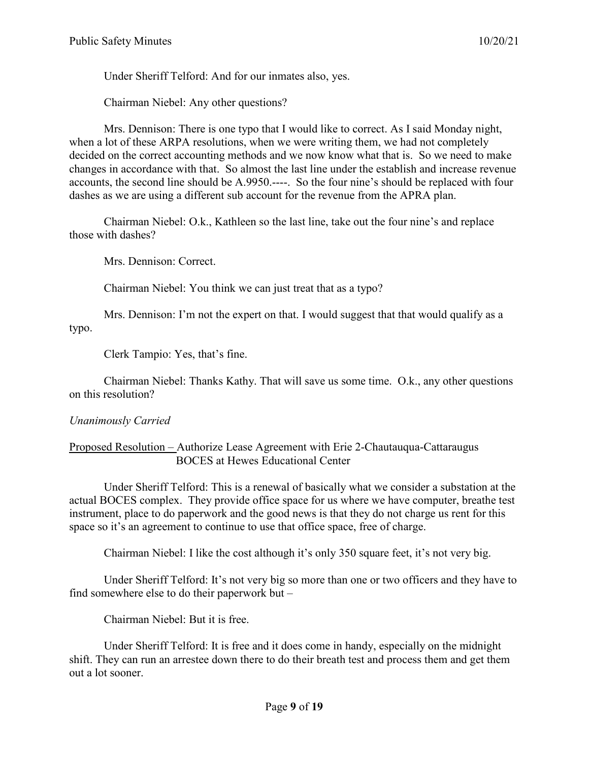Under Sheriff Telford: And for our inmates also, yes.

Chairman Niebel: Any other questions?

Mrs. Dennison: There is one typo that I would like to correct. As I said Monday night, when a lot of these ARPA resolutions, when we were writing them, we had not completely decided on the correct accounting methods and we now know what that is. So we need to make changes in accordance with that. So almost the last line under the establish and increase revenue accounts, the second line should be A.9950.----. So the four nine's should be replaced with four dashes as we are using a different sub account for the revenue from the APRA plan.

Chairman Niebel: O.k., Kathleen so the last line, take out the four nine's and replace those with dashes?

Mrs. Dennison: Correct.

Chairman Niebel: You think we can just treat that as a typo?

Mrs. Dennison: I'm not the expert on that. I would suggest that that would qualify as a typo.

Clerk Tampio: Yes, that's fine.

Chairman Niebel: Thanks Kathy. That will save us some time. O.k., any other questions on this resolution?

*Unanimously Carried*

<u>Proposed Resolution –</u> Authorize Lease Agreement with Erie 2-Chautauqua-Cattaraugus BOCES at Hewes Educational Center

Under Sheriff Telford: This is a renewal of basically what we consider a substation at the actual BOCES complex. They provide office space for us where we have computer, breathe test instrument, place to do paperwork and the good news is that they do not charge us rent for this space so it's an agreement to continue to use that office space, free of charge.

Chairman Niebel: I like the cost although it's only 350 square feet, it's not very big.

Under Sheriff Telford: It's not very big so more than one or two officers and they have to find somewhere else to do their paperwork but –

Chairman Niebel: But it is free.

Under Sheriff Telford: It is free and it does come in handy, especially on the midnight shift. They can run an arrestee down there to do their breath test and process them and get them out a lot sooner.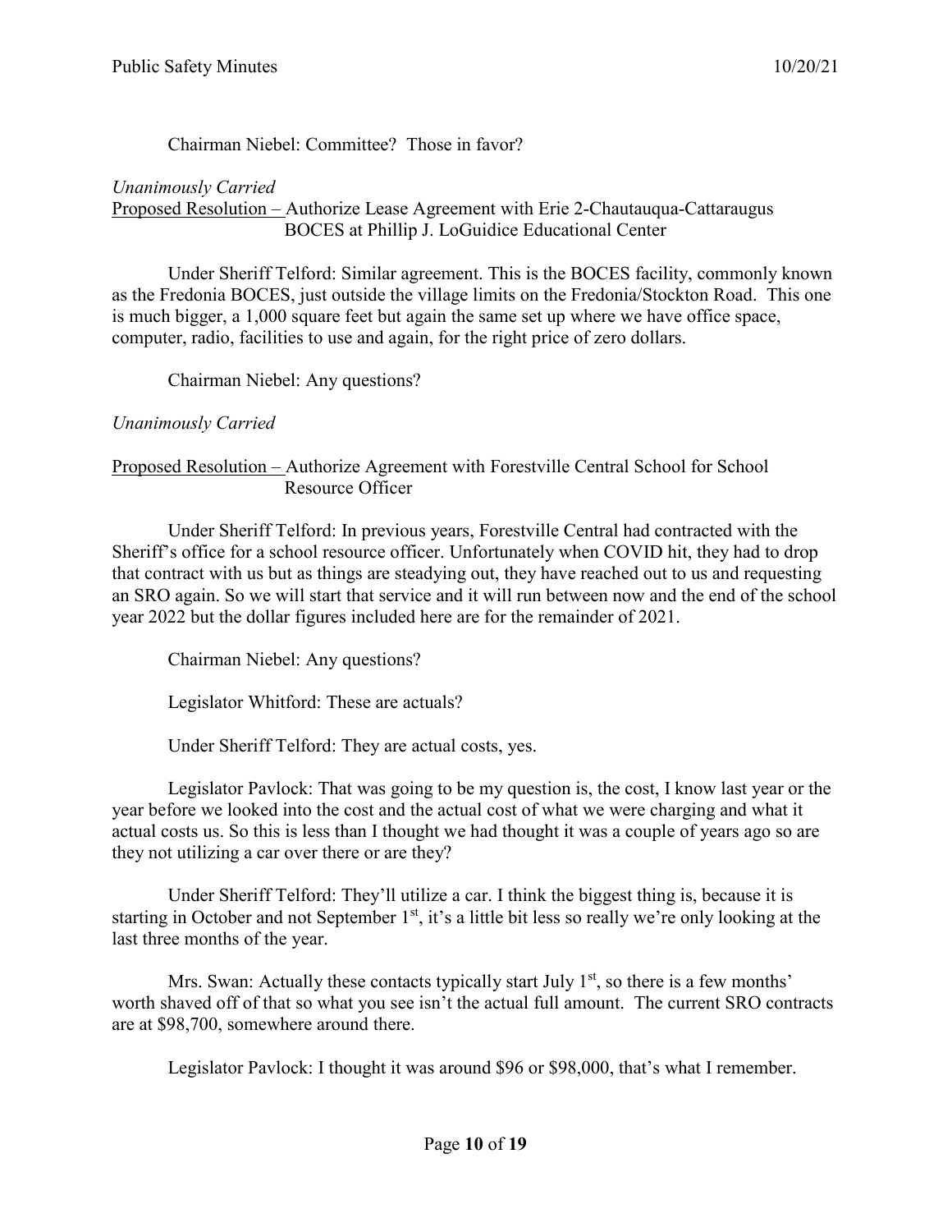Chairman Niebel: Committee? Those in favor?

*Unanimously Carried*

Proposed Resolution – Authorize Lease Agreement with Erie 2-Chautauqua-Cattaraugus BOCES at Phillip J. LoGuidice Educational Center

Under Sheriff Telford: Similar agreement. This is the BOCES facility, commonly known as the Fredonia BOCES, just outside the village limits on the Fredonia/Stockton Road. This one is much bigger, a 1,000 square feet but again the same set up where we have office space, computer, radio, facilities to use and again, for the right price of zero dollars.

Chairman Niebel: Any questions?

*Unanimously Carried*

Proposed Resolution – Authorize Agreement with Forestville Central School for School Resource Officer

Under Sheriff Telford: In previous years, Forestville Central had contracted with the Sheriff's office for a school resource officer. Unfortunately when COVID hit, they had to drop that contract with us but as things are steadying out, they have reached out to us and requesting an SRO again. So we will start that service and it will run between now and the end of the school year 2022 but the dollar figures included here are for the remainder of 2021.

Chairman Niebel: Any questions?

Legislator Whitford: These are actuals?

Under Sheriff Telford: They are actual costs, yes.

Legislator Pavlock: That was going to be my question is, the cost, I know last year or the year before we looked into the cost and the actual cost of what we were charging and what it actual costs us. So this is less than I thought we had thought it was a couple of years ago so are they not utilizing a car over there or are they?

Under Sheriff Telford: They'll utilize a car. I think the biggest thing is, because it is starting in October and not September 1st, it's a little bit less so really we're only looking at the last three months of the year.

Mrs. Swan: Actually these contacts typically start July 1st, so there is a few months' worth shaved off of that so what you see isn't the actual full amount. The current SRO contracts are at $98,700, somewhere around there.

Legislator Pavlock: I thought it was around $96 or $98,000, that's what I remember.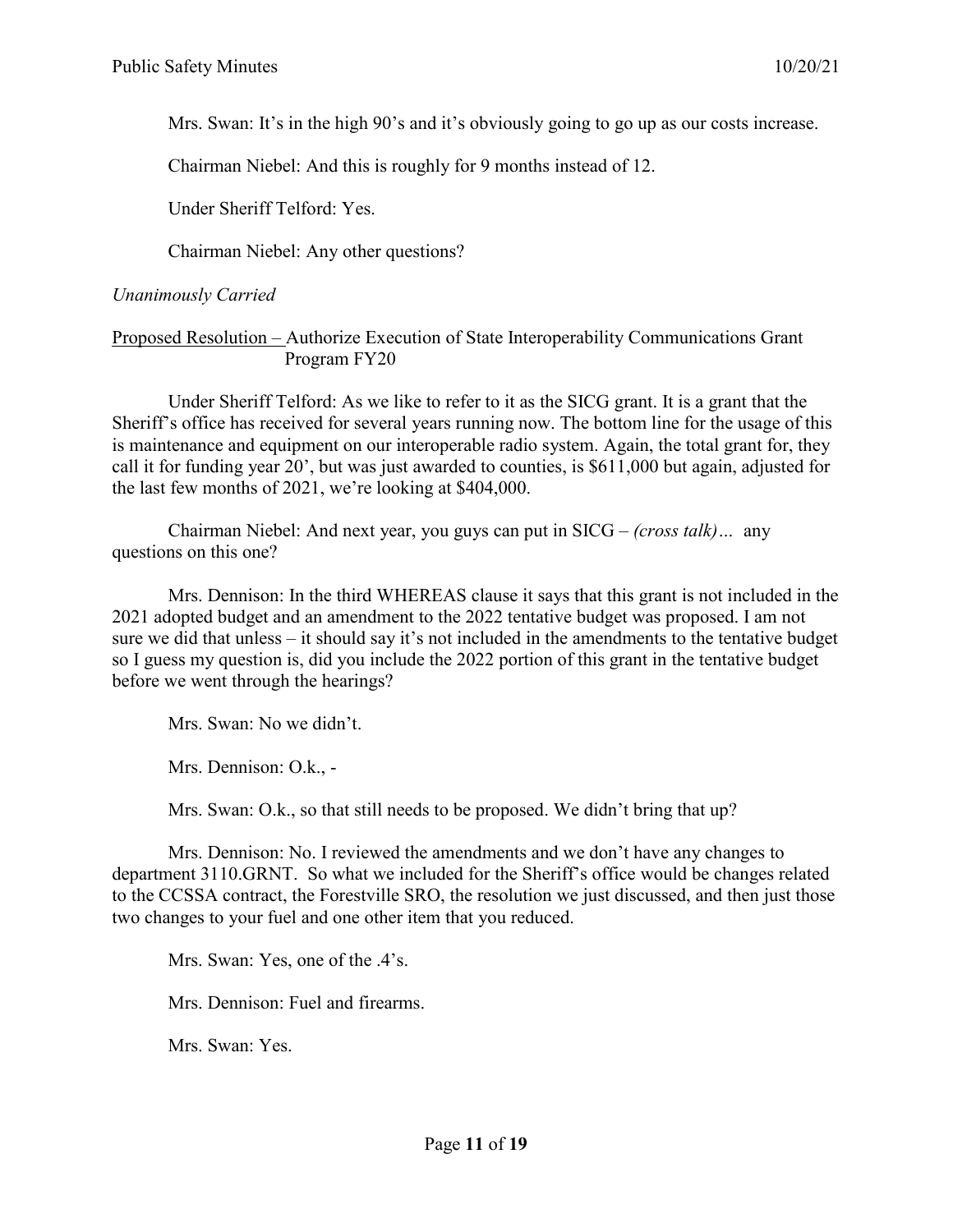Mrs. Swan: It's in the high 90's and it's obviously going to go up as our costs increase.

Chairman Niebel: And this is roughly for 9 months instead of 12.

Under Sheriff Telford: Yes.

Chairman Niebel: Any other questions?

*Unanimously Carried*

<u>Proposed Resolution –</u> Authorize Execution of State Interoperability Communications Grant Program FY20

Under Sheriff Telford: As we like to refer to it as the SICG grant. It is a grant that the Sheriff's office has received for several years running now. The bottom line for the usage of this is maintenance and equipment on our interoperable radio system. Again, the total grant for, they call it for funding year 20', but was just awarded to counties, is $611,000 but again, adjusted for the last few months of 2021, we're looking at $404,000.

Chairman Niebel: And next year, you guys can put in SICG – *(cross talk)…* any questions on this one?

Mrs. Dennison: In the third WHEREAS clause it says that this grant is not included in the 2021 adopted budget and an amendment to the 2022 tentative budget was proposed. I am not sure we did that unless – it should say it's not included in the amendments to the tentative budget so I guess my question is, did you include the 2022 portion of this grant in the tentative budget before we went through the hearings?

Mrs. Swan: No we didn't.

Mrs. Dennison: O.k., -

Mrs. Swan: O.k., so that still needs to be proposed. We didn't bring that up?

Mrs. Dennison: No. I reviewed the amendments and we don't have any changes to department 3110.GRNT. So what we included for the Sheriff's office would be changes related to the CCSSA contract, the Forestville SRO, the resolution we just discussed, and then just those two changes to your fuel and one other item that you reduced.

Mrs. Swan: Yes, one of the .4's.

Mrs. Dennison: Fuel and firearms.

Mrs. Swan: Yes.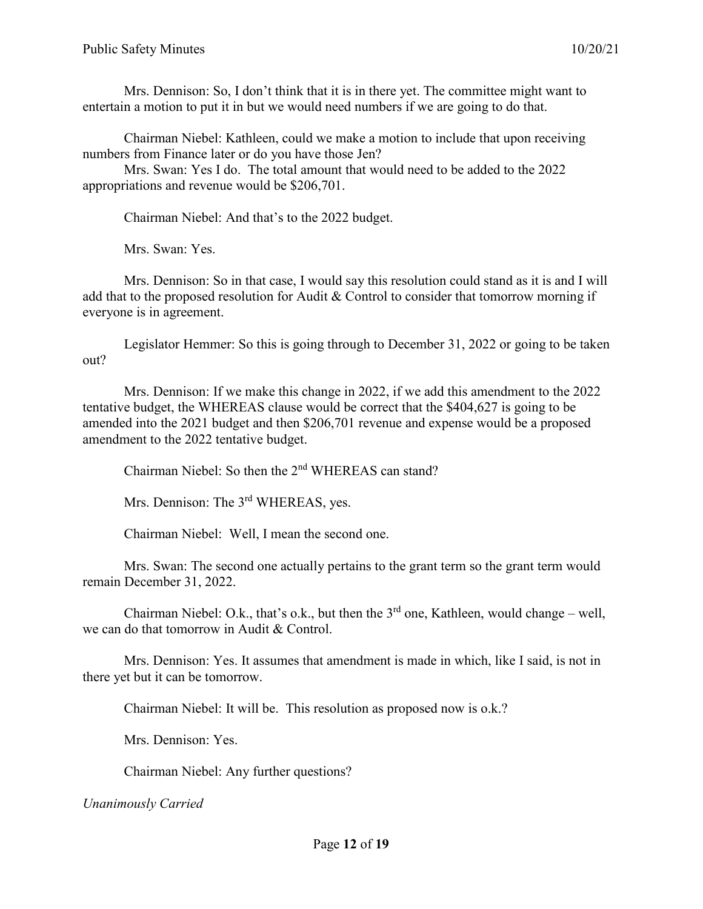Mrs. Dennison: So, I don't think that it is in there yet. The committee might want to entertain a motion to put it in but we would need numbers if we are going to do that.

Chairman Niebel: Kathleen, could we make a motion to include that upon receiving numbers from Finance later or do you have those Jen?

Mrs. Swan: Yes I do. The total amount that would need to be added to the 2022 appropriations and revenue would be $206,701.

Chairman Niebel: And that's to the 2022 budget.

Mrs. Swan: Yes.

Mrs. Dennison: So in that case, I would say this resolution could stand as it is and I will add that to the proposed resolution for Audit & Control to consider that tomorrow morning if everyone is in agreement.

Legislator Hemmer: So this is going through to December 31, 2022 or going to be taken out?

Mrs. Dennison: If we make this change in 2022, if we add this amendment to the 2022 tentative budget, the WHEREAS clause would be correct that the $404,627 is going to be amended into the 2021 budget and then $206,701 revenue and expense would be a proposed amendment to the 2022 tentative budget.

Chairman Niebel: So then the 2nd WHEREAS can stand?

Mrs. Dennison: The 3rd WHEREAS, yes.

Chairman Niebel: Well, I mean the second one.

Mrs. Swan: The second one actually pertains to the grant term so the grant term would remain December 31, 2022.

Chairman Niebel: O.k., that's o.k., but then the 3rd one, Kathleen, would change – well, we can do that tomorrow in Audit & Control.

Mrs. Dennison: Yes. It assumes that amendment is made in which, like I said, is not in there yet but it can be tomorrow.

Chairman Niebel: It will be. This resolution as proposed now is o.k.?

Mrs. Dennison: Yes.

Chairman Niebel: Any further questions?

*Unanimously Carried*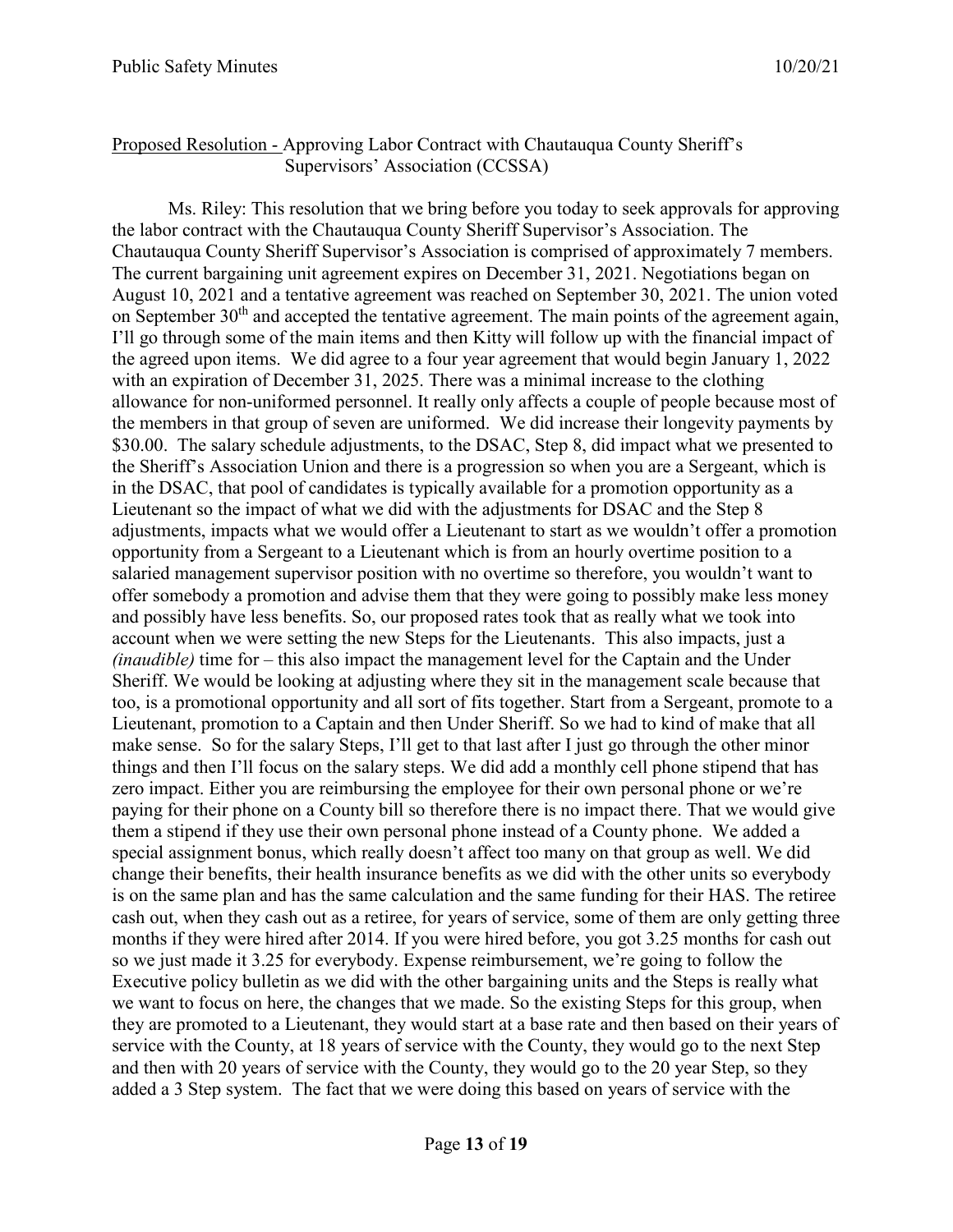Proposed Resolution - Approving Labor Contract with Chautauqua County Sheriff's Supervisors' Association (CCSSA)

Ms. Riley: This resolution that we bring before you today to seek approvals for approving the labor contract with the Chautauqua County Sheriff Supervisor's Association. The Chautauqua County Sheriff Supervisor's Association is comprised of approximately 7 members. The current bargaining unit agreement expires on December 31, 2021. Negotiations began on August 10, 2021 and a tentative agreement was reached on September 30, 2021. The union voted on September 30th and accepted the tentative agreement. The main points of the agreement again, I'll go through some of the main items and then Kitty will follow up with the financial impact of the agreed upon items. We did agree to a four year agreement that would begin January 1, 2022 with an expiration of December 31, 2025. There was a minimal increase to the clothing allowance for non-uniformed personnel. It really only affects a couple of people because most of the members in that group of seven are uniformed. We did increase their longevity payments by $30.00. The salary schedule adjustments, to the DSAC, Step 8, did impact what we presented to the Sheriff's Association Union and there is a progression so when you are a Sergeant, which is in the DSAC, that pool of candidates is typically available for a promotion opportunity as a Lieutenant so the impact of what we did with the adjustments for DSAC and the Step 8 adjustments, impacts what we would offer a Lieutenant to start as we wouldn't offer a promotion opportunity from a Sergeant to a Lieutenant which is from an hourly overtime position to a salaried management supervisor position with no overtime so therefore, you wouldn't want to offer somebody a promotion and advise them that they were going to possibly make less money and possibly have less benefits. So, our proposed rates took that as really what we took into account when we were setting the new Steps for the Lieutenants. This also impacts, just a *(inaudible)* time for – this also impact the management level for the Captain and the Under Sheriff. We would be looking at adjusting where they sit in the management scale because that too, is a promotional opportunity and all sort of fits together. Start from a Sergeant, promote to a Lieutenant, promotion to a Captain and then Under Sheriff. So we had to kind of make that all make sense. So for the salary Steps, I'll get to that last after I just go through the other minor things and then I'll focus on the salary steps. We did add a monthly cell phone stipend that has zero impact. Either you are reimbursing the employee for their own personal phone or we're paying for their phone on a County bill so therefore there is no impact there. That we would give them a stipend if they use their own personal phone instead of a County phone. We added a special assignment bonus, which really doesn't affect too many on that group as well. We did change their benefits, their health insurance benefits as we did with the other units so everybody is on the same plan and has the same calculation and the same funding for their HAS. The retiree cash out, when they cash out as a retiree, for years of service, some of them are only getting three months if they were hired after 2014. If you were hired before, you got 3.25 months for cash out so we just made it 3.25 for everybody. Expense reimbursement, we're going to follow the Executive policy bulletin as we did with the other bargaining units and the Steps is really what we want to focus on here, the changes that we made. So the existing Steps for this group, when they are promoted to a Lieutenant, they would start at a base rate and then based on their years of service with the County, at 18 years of service with the County, they would go to the next Step and then with 20 years of service with the County, they would go to the 20 year Step, so they added a 3 Step system. The fact that we were doing this based on years of service with the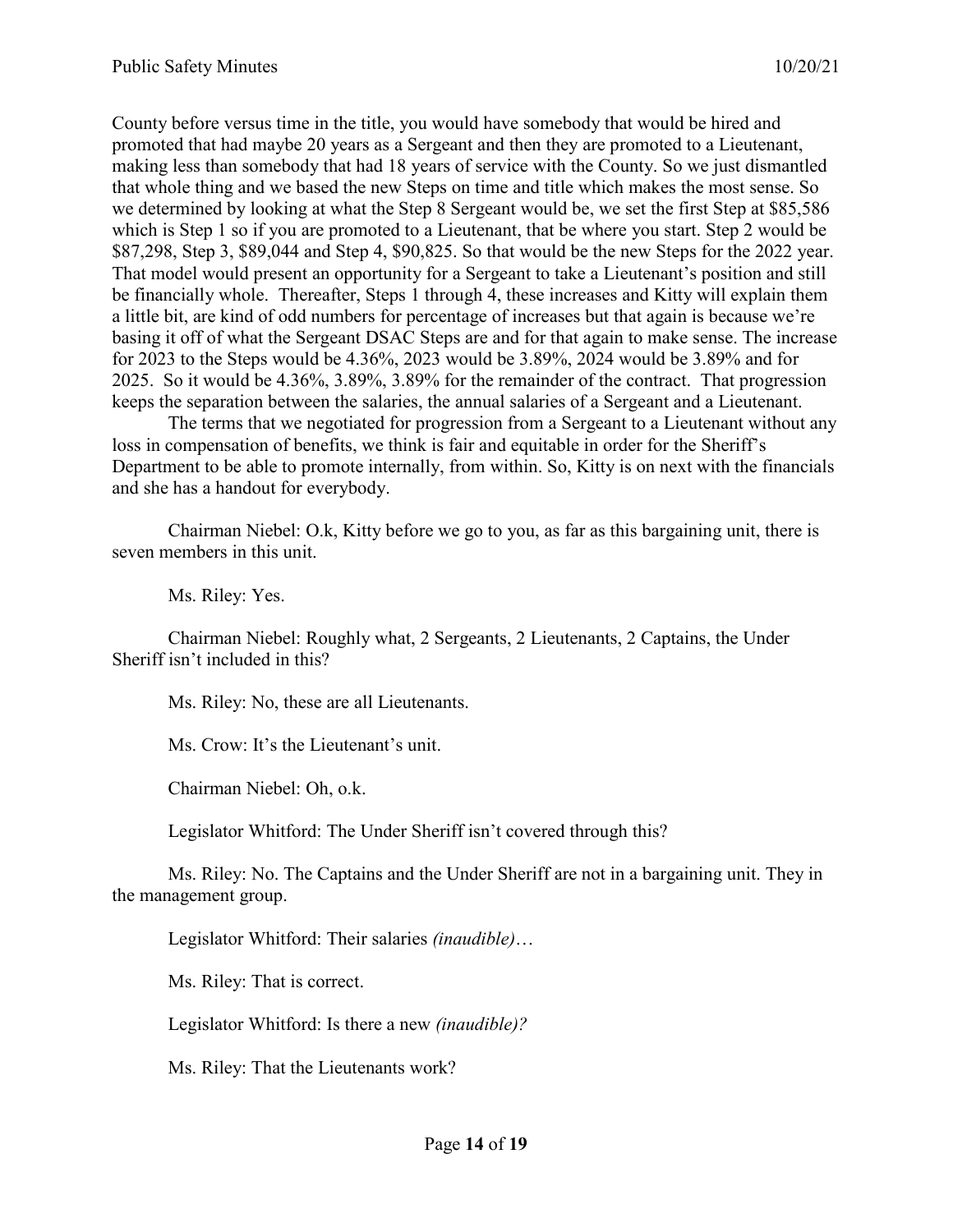County before versus time in the title, you would have somebody that would be hired and promoted that had maybe 20 years as a Sergeant and then they are promoted to a Lieutenant, making less than somebody that had 18 years of service with the County. So we just dismantled that whole thing and we based the new Steps on time and title which makes the most sense. So we determined by looking at what the Step 8 Sergeant would be, we set the first Step at $85,586 which is Step 1 so if you are promoted to a Lieutenant, that be where you start. Step 2 would be $87,298, Step 3, $89,044 and Step 4, $90,825. So that would be the new Steps for the 2022 year. That model would present an opportunity for a Sergeant to take a Lieutenant's position and still be financially whole. Thereafter, Steps 1 through 4, these increases and Kitty will explain them a little bit, are kind of odd numbers for percentage of increases but that again is because we're basing it off of what the Sergeant DSAC Steps are and for that again to make sense. The increase for 2023 to the Steps would be 4.36%, 2023 would be 3.89%, 2024 would be 3.89% and for 2025. So it would be 4.36%, 3.89%, 3.89% for the remainder of the contract. That progression keeps the separation between the salaries, the annual salaries of a Sergeant and a Lieutenant.

The terms that we negotiated for progression from a Sergeant to a Lieutenant without any loss in compensation of benefits, we think is fair and equitable in order for the Sheriff's Department to be able to promote internally, from within. So, Kitty is on next with the financials and she has a handout for everybody.

Chairman Niebel: O.k, Kitty before we go to you, as far as this bargaining unit, there is seven members in this unit.

Ms. Riley: Yes.

Chairman Niebel: Roughly what, 2 Sergeants, 2 Lieutenants, 2 Captains, the Under Sheriff isn't included in this?

Ms. Riley: No, these are all Lieutenants.

Ms. Crow: It's the Lieutenant's unit.

Chairman Niebel: Oh, o.k.

Legislator Whitford: The Under Sheriff isn't covered through this?

Ms. Riley: No. The Captains and the Under Sheriff are not in a bargaining unit. They in the management group.

Legislator Whitford: Their salaries *(inaudible)*…

Ms. Riley: That is correct.

Legislator Whitford: Is there a new *(inaudible)?*

Ms. Riley: That the Lieutenants work?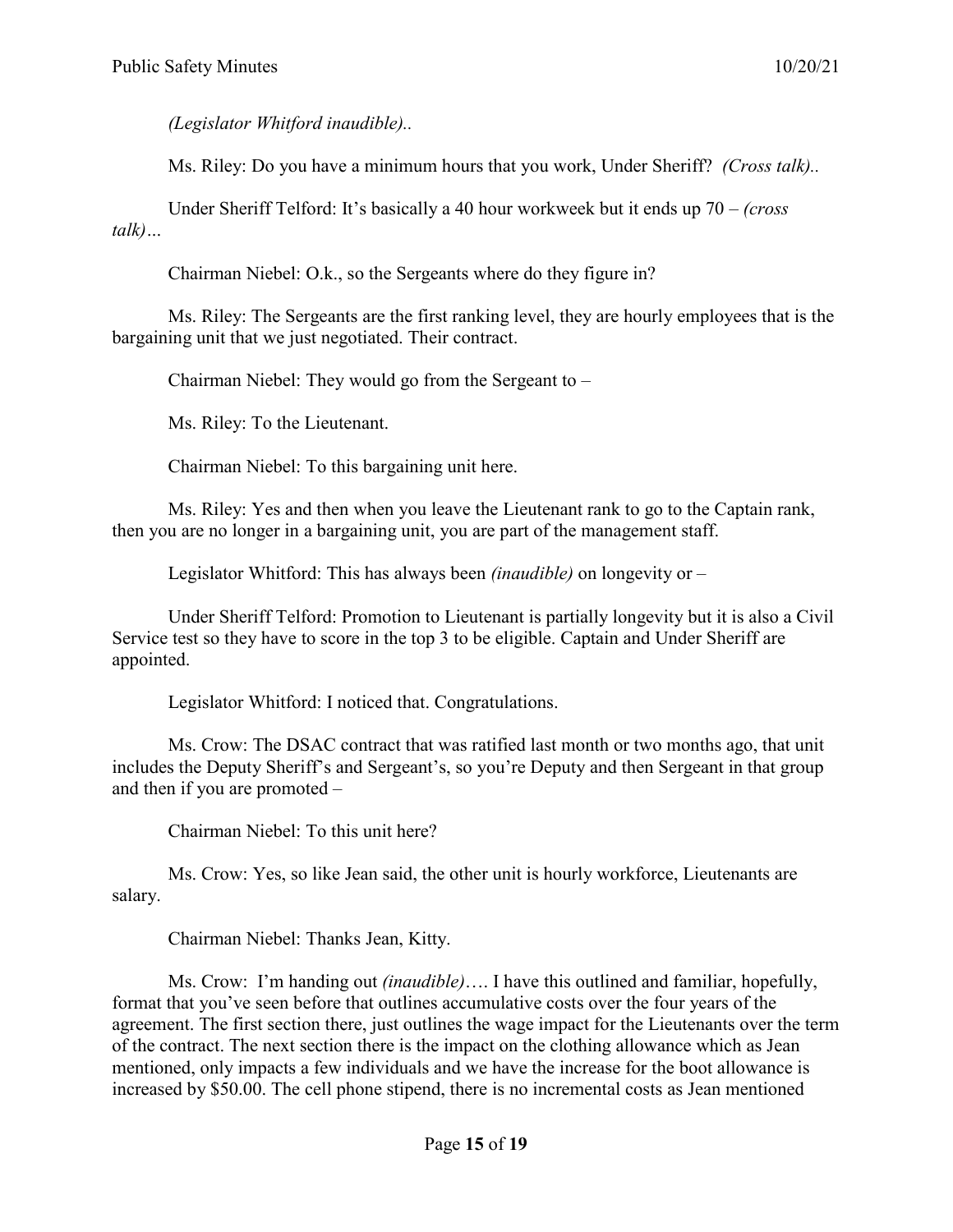*(Legislator Whitford inaudible)..*

Ms. Riley: Do you have a minimum hours that you work, Under Sheriff? *(Cross talk)..*

Under Sheriff Telford: It's basically a 40 hour workweek but it ends up 70 – *(cross talk)…*

Chairman Niebel: O.k., so the Sergeants where do they figure in?

Ms. Riley: The Sergeants are the first ranking level, they are hourly employees that is the bargaining unit that we just negotiated. Their contract.

Chairman Niebel: They would go from the Sergeant to –

Ms. Riley: To the Lieutenant.

Chairman Niebel: To this bargaining unit here.

Ms. Riley: Yes and then when you leave the Lieutenant rank to go to the Captain rank, then you are no longer in a bargaining unit, you are part of the management staff.

Legislator Whitford: This has always been *(inaudible)* on longevity or –

Under Sheriff Telford: Promotion to Lieutenant is partially longevity but it is also a Civil Service test so they have to score in the top 3 to be eligible. Captain and Under Sheriff are appointed.

Legislator Whitford: I noticed that. Congratulations.

Ms. Crow: The DSAC contract that was ratified last month or two months ago, that unit includes the Deputy Sheriff's and Sergeant's, so you're Deputy and then Sergeant in that group and then if you are promoted –

Chairman Niebel: To this unit here?

Ms. Crow: Yes, so like Jean said, the other unit is hourly workforce, Lieutenants are salary.

Chairman Niebel: Thanks Jean, Kitty.

Ms. Crow: I'm handing out *(inaudible)*…. I have this outlined and familiar, hopefully, format that you've seen before that outlines accumulative costs over the four years of the agreement. The first section there, just outlines the wage impact for the Lieutenants over the term of the contract. The next section there is the impact on the clothing allowance which as Jean mentioned, only impacts a few individuals and we have the increase for the boot allowance is increased by $50.00. The cell phone stipend, there is no incremental costs as Jean mentioned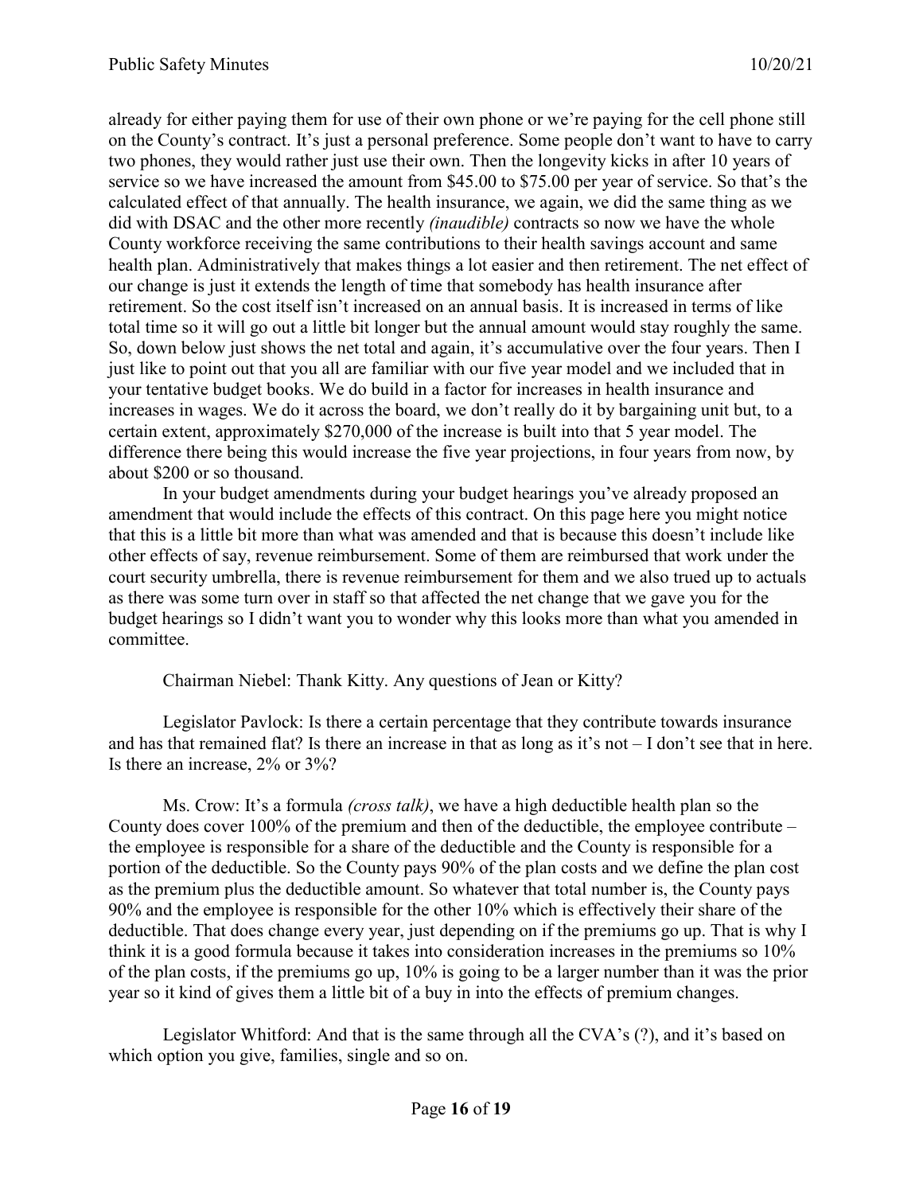already for either paying them for use of their own phone or we're paying for the cell phone still on the County's contract. It's just a personal preference. Some people don't want to have to carry two phones, they would rather just use their own. Then the longevity kicks in after 10 years of service so we have increased the amount from $45.00 to $75.00 per year of service. So that's the calculated effect of that annually. The health insurance, we again, we did the same thing as we did with DSAC and the other more recently *(inaudible)* contracts so now we have the whole County workforce receiving the same contributions to their health savings account and same health plan. Administratively that makes things a lot easier and then retirement. The net effect of our change is just it extends the length of time that somebody has health insurance after retirement. So the cost itself isn't increased on an annual basis. It is increased in terms of like total time so it will go out a little bit longer but the annual amount would stay roughly the same. So, down below just shows the net total and again, it's accumulative over the four years. Then I just like to point out that you all are familiar with our five year model and we included that in your tentative budget books. We do build in a factor for increases in health insurance and increases in wages. We do it across the board, we don't really do it by bargaining unit but, to a certain extent, approximately $270,000 of the increase is built into that 5 year model. The difference there being this would increase the five year projections, in four years from now, by about $200 or so thousand.

In your budget amendments during your budget hearings you've already proposed an amendment that would include the effects of this contract. On this page here you might notice that this is a little bit more than what was amended and that is because this doesn't include like other effects of say, revenue reimbursement. Some of them are reimbursed that work under the court security umbrella, there is revenue reimbursement for them and we also trued up to actuals as there was some turn over in staff so that affected the net change that we gave you for the budget hearings so I didn't want you to wonder why this looks more than what you amended in committee.

Chairman Niebel: Thank Kitty. Any questions of Jean or Kitty?

Legislator Pavlock: Is there a certain percentage that they contribute towards insurance and has that remained flat? Is there an increase in that as long as it's not – I don't see that in here. Is there an increase, 2% or 3%?

Ms. Crow: It's a formula *(cross talk)*, we have a high deductible health plan so the County does cover 100% of the premium and then of the deductible, the employee contribute – the employee is responsible for a share of the deductible and the County is responsible for a portion of the deductible. So the County pays 90% of the plan costs and we define the plan cost as the premium plus the deductible amount. So whatever that total number is, the County pays 90% and the employee is responsible for the other 10% which is effectively their share of the deductible. That does change every year, just depending on if the premiums go up. That is why I think it is a good formula because it takes into consideration increases in the premiums so 10% of the plan costs, if the premiums go up, 10% is going to be a larger number than it was the prior year so it kind of gives them a little bit of a buy in into the effects of premium changes.

Legislator Whitford: And that is the same through all the CVA's (?), and it's based on which option you give, families, single and so on.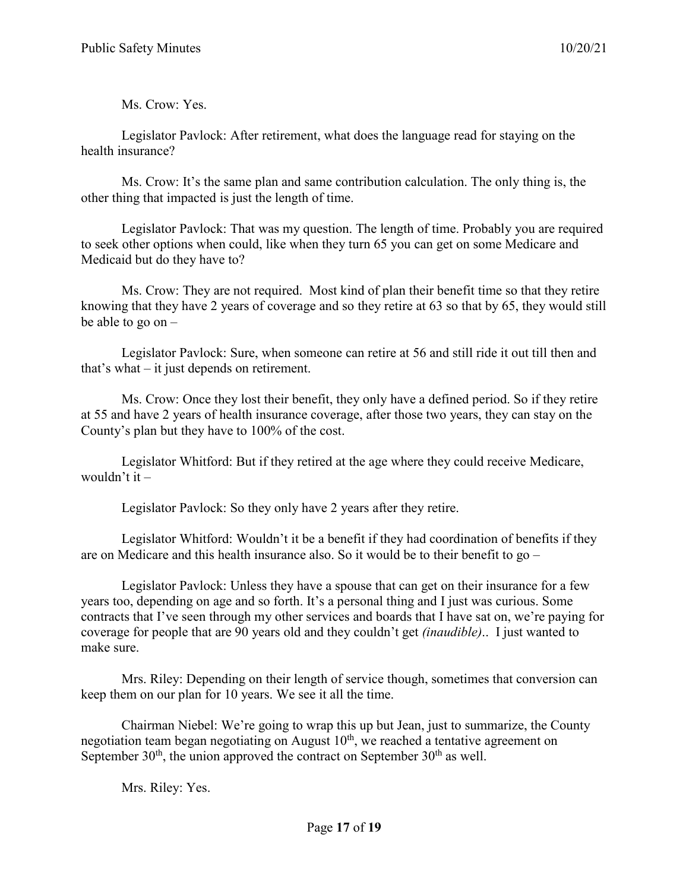Ms. Crow: Yes.

Legislator Pavlock: After retirement, what does the language read for staying on the health insurance?

Ms. Crow: It's the same plan and same contribution calculation. The only thing is, the other thing that impacted is just the length of time.

Legislator Pavlock: That was my question. The length of time. Probably you are required to seek other options when could, like when they turn 65 you can get on some Medicare and Medicaid but do they have to?

Ms. Crow: They are not required. Most kind of plan their benefit time so that they retire knowing that they have 2 years of coverage and so they retire at 63 so that by 65, they would still be able to go on –

Legislator Pavlock: Sure, when someone can retire at 56 and still ride it out till then and that's what – it just depends on retirement.

Ms. Crow: Once they lost their benefit, they only have a defined period. So if they retire at 55 and have 2 years of health insurance coverage, after those two years, they can stay on the County's plan but they have to 100% of the cost.

Legislator Whitford: But if they retired at the age where they could receive Medicare, wouldn't it –

Legislator Pavlock: So they only have 2 years after they retire.

Legislator Whitford: Wouldn't it be a benefit if they had coordination of benefits if they are on Medicare and this health insurance also. So it would be to their benefit to go –

Legislator Pavlock: Unless they have a spouse that can get on their insurance for a few years too, depending on age and so forth. It's a personal thing and I just was curious. Some contracts that I've seen through my other services and boards that I have sat on, we're paying for coverage for people that are 90 years old and they couldn't get *(inaudible)*.. I just wanted to make sure.

Mrs. Riley: Depending on their length of service though, sometimes that conversion can keep them on our plan for 10 years. We see it all the time.

Chairman Niebel: We're going to wrap this up but Jean, just to summarize, the County negotiation team began negotiating on August 10th, we reached a tentative agreement on September 30th, the union approved the contract on September 30th as well.

Mrs. Riley: Yes.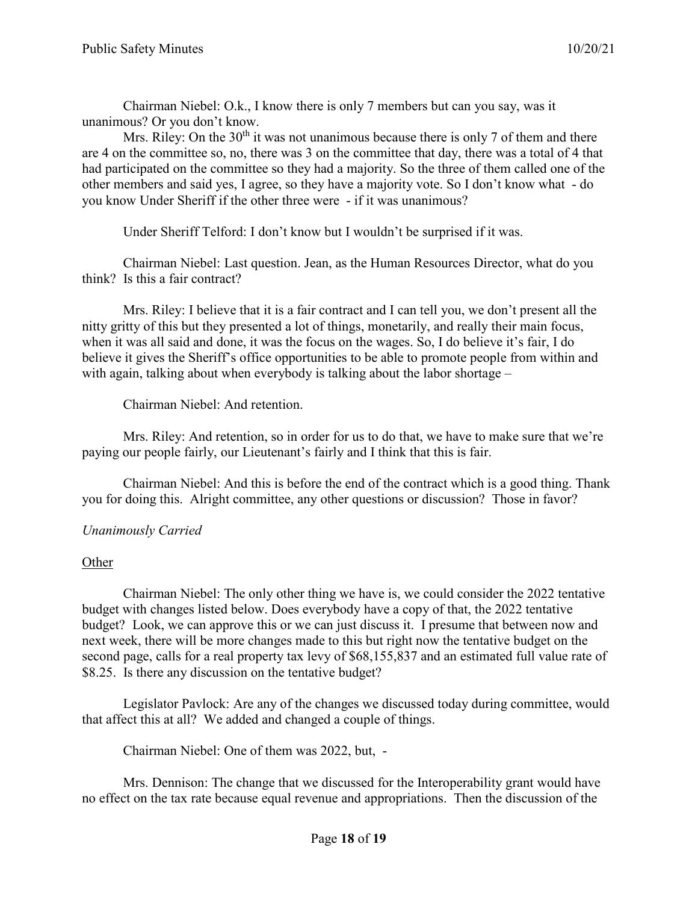Chairman Niebel: O.k., I know there is only 7 members but can you say, was it unanimous? Or you don't know.

Mrs. Riley: On the 30th it was not unanimous because there is only 7 of them and there are 4 on the committee so, no, there was 3 on the committee that day, there was a total of 4 that had participated on the committee so they had a majority. So the three of them called one of the other members and said yes, I agree, so they have a majority vote. So I don't know what - do you know Under Sheriff if the other three were - if it was unanimous?

Under Sheriff Telford: I don't know but I wouldn't be surprised if it was.

Chairman Niebel: Last question. Jean, as the Human Resources Director, what do you think? Is this a fair contract?

Mrs. Riley: I believe that it is a fair contract and I can tell you, we don't present all the nitty gritty of this but they presented a lot of things, monetarily, and really their main focus, when it was all said and done, it was the focus on the wages. So, I do believe it's fair, I do believe it gives the Sheriff's office opportunities to be able to promote people from within and with again, talking about when everybody is talking about the labor shortage –

Chairman Niebel: And retention.

Mrs. Riley: And retention, so in order for us to do that, we have to make sure that we're paying our people fairly, our Lieutenant's fairly and I think that this is fair.

Chairman Niebel: And this is before the end of the contract which is a good thing. Thank you for doing this. Alright committee, any other questions or discussion? Those in favor?

*Unanimously Carried*

Other

Chairman Niebel: The only other thing we have is, we could consider the 2022 tentative budget with changes listed below. Does everybody have a copy of that, the 2022 tentative budget? Look, we can approve this or we can just discuss it. I presume that between now and next week, there will be more changes made to this but right now the tentative budget on the second page, calls for a real property tax levy of $68,155,837 and an estimated full value rate of $8.25. Is there any discussion on the tentative budget?

Legislator Pavlock: Are any of the changes we discussed today during committee, would that affect this at all? We added and changed a couple of things.

Chairman Niebel: One of them was 2022, but, -

Mrs. Dennison: The change that we discussed for the Interoperability grant would have no effect on the tax rate because equal revenue and appropriations. Then the discussion of the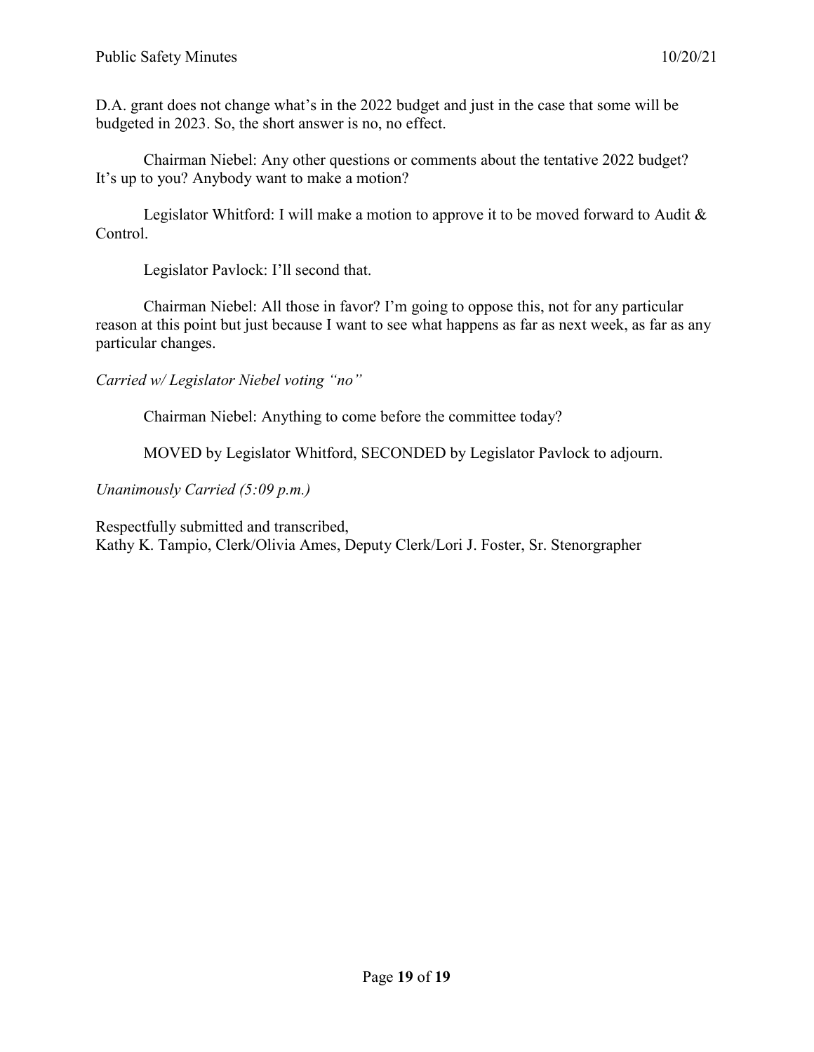D.A. grant does not change what's in the 2022 budget and just in the case that some will be budgeted in 2023. So, the short answer is no, no effect.

Chairman Niebel: Any other questions or comments about the tentative 2022 budget? It's up to you? Anybody want to make a motion?

Legislator Whitford: I will make a motion to approve it to be moved forward to Audit & Control.

Legislator Pavlock: I'll second that.

Chairman Niebel: All those in favor? I'm going to oppose this, not for any particular reason at this point but just because I want to see what happens as far as next week, as far as any particular changes.

*Carried w/ Legislator Niebel voting "no"*

Chairman Niebel: Anything to come before the committee today?

MOVED by Legislator Whitford, SECONDED by Legislator Pavlock to adjourn.

*Unanimously Carried (5:09 p.m.)*

Respectfully submitted and transcribed,
Kathy K. Tampio, Clerk/Olivia Ames, Deputy Clerk/Lori J. Foster, Sr. Stenorgrapher